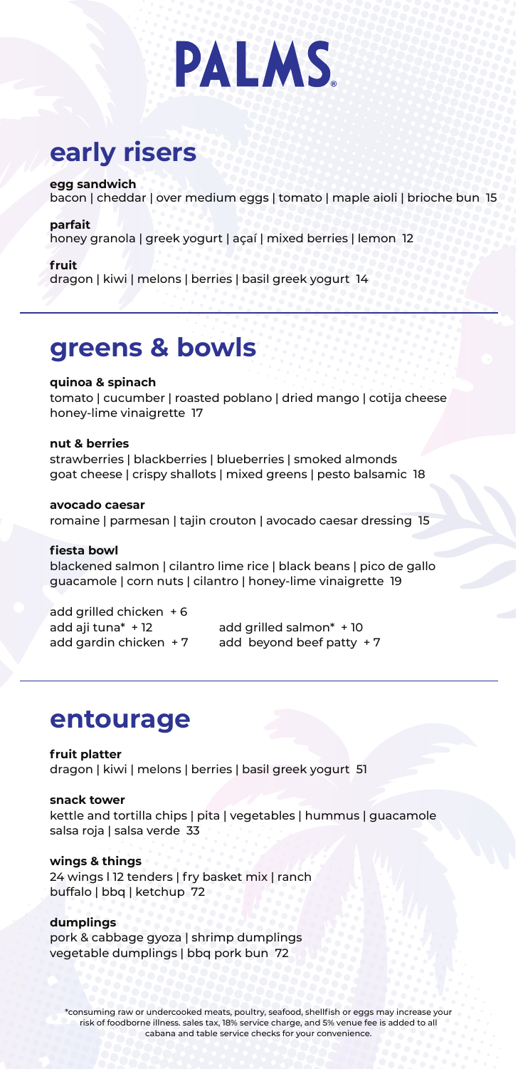# PALMS

## early risers

**egg sandwich**
bacon | cheddar | over medium eggs | tomato | maple aioli | brioche bun 15

**parfait**
honey granola | greek yogurt | açaí | mixed berries | lemon 12

**fruit**
dragon | kiwi | melons | berries | basil greek yogurt 14

## greens & bowls

**quinoa & spinach**
tomato | cucumber | roasted poblano | dried mango | cotija cheese
honey-lime vinaigrette 17

**nut & berries**
strawberries | blackberries | blueberries | smoked almonds
goat cheese | crispy shallots | mixed greens | pesto balsamic 18

**avocado caesar**
romaine | parmesan | tajin crouton | avocado caesar dressing 15

**fiesta bowl**
blackened salmon | cilantro lime rice | black beans | pico de gallo
guacamole | corn nuts | cilantro | honey-lime vinaigrette 19

add grilled chicken + 6
add aji tuna* + 12
add gardin chicken + 7
add grilled salmon* + 10
add beyond beef patty + 7

## entourage

**fruit platter**
dragon | kiwi | melons | berries | basil greek yogurt 51

**snack tower**
kettle and tortilla chips | pita | vegetables | hummus | guacamole
salsa roja | salsa verde 33

**wings & things**
24 wings l 12 tenders | fry basket mix | ranch
buffalo | bbq | ketchup 72

**dumplings**
pork & cabbage gyoza | shrimp dumplings
vegetable dumplings | bbq pork bun 72

*consuming raw or undercooked meats, poultry, seafood, shellfish or eggs may increase your risk of foodborne illness. sales tax, 18% service charge, and 5% venue fee is added to all cabana and table service checks for your convenience.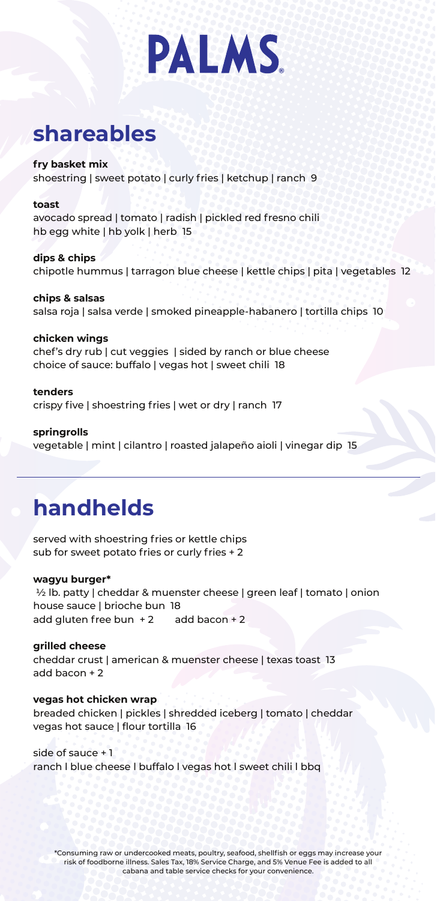# PALMS

## shareables

**fry basket mix**
shoestring | sweet potato | curly fries | ketchup | ranch 9

**toast**
avocado spread | tomato | radish | pickled red fresno chili
hb egg white | hb yolk | herb 15

**dips & chips**
chipotle hummus | tarragon blue cheese | kettle chips | pita | vegetables 12

**chips & salsas**
salsa roja | salsa verde | smoked pineapple-habanero | tortilla chips 10

**chicken wings**
chef's dry rub | cut veggies | sided by ranch or blue cheese
choice of sauce: buffalo | vegas hot | sweet chili 18

**tenders**
crispy five | shoestring fries | wet or dry | ranch 17

**springrolls**
vegetable | mint | cilantro | roasted jalapeño aioli | vinegar dip 15

## handhelds

served with shoestring fries or kettle chips
sub for sweet potato fries or curly fries + 2

**wagyu burger***
½ lb. patty | cheddar & muenster cheese | green leaf | tomato | onion
house sauce | brioche bun 18
add gluten free bun + 2 add bacon + 2

**grilled cheese**
cheddar crust | american & muenster cheese | texas toast 13
add bacon + 2

**vegas hot chicken wrap**
breaded chicken | pickles | shredded iceberg | tomato | cheddar
vegas hot sauce | flour tortilla 16

side of sauce + 1
ranch l blue cheese l buffalo l vegas hot l sweet chili l bbq

*Consuming raw or undercooked meats, poultry, seafood, shellfish or eggs may increase your risk of foodborne illness. Sales Tax, 18% Service Charge, and 5% Venue Fee is added to all cabana and table service checks for your convenience.